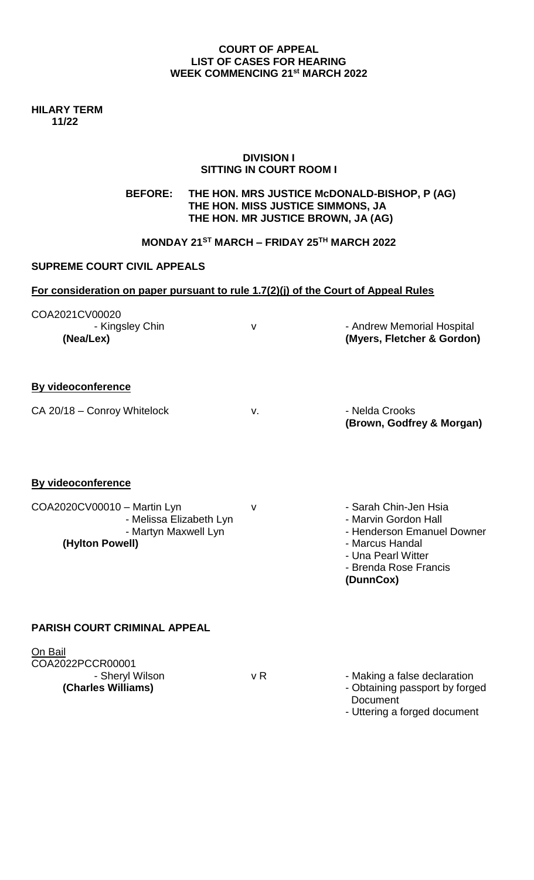**COURT OF APPEAL**
**LIST OF CASES FOR HEARING**
**WEEK COMMENCING 21st MARCH 2022**

**HILARY TERM**
**11/22**

**DIVISION I**
**SITTING IN COURT ROOM I**

**BEFORE: THE HON. MRS JUSTICE McDONALD-BISHOP, P (AG)**
**THE HON. MISS JUSTICE SIMMONS, JA**
**THE HON. MR JUSTICE BROWN, JA (AG)**

**MONDAY 21ST MARCH – FRIDAY 25TH MARCH 2022**

**SUPREME COURT CIVIL APPEALS**

**For consideration on paper pursuant to rule 1.7(2)(j) of the Court of Appeal Rules**

| | | |
|---|---|---|
| COA2021CV00020<br>- Kingsley Chin<br>**(Nea/Lex)** | v | - Andrew Memorial Hospital<br>**(Myers, Fletcher & Gordon)** |

**By videoconference**

| | | |
|---|---|---|
| CA 20/18 – Conroy Whitelock | v. | - Nelda Crooks<br>**(Brown, Godfrey & Morgan)** |

**By videoconference**

| | | |
|---|---|---|
| COA2020CV00010 – Martin Lyn<br>- Melissa Elizabeth Lyn<br>- Martyn Maxwell Lyn<br>**(Hylton Powell)** | v | - Sarah Chin-Jen Hsia<br>- Marvin Gordon Hall<br>- Henderson Emanuel Downer<br>- Marcus Handal<br>- Una Pearl Witter<br>- Brenda Rose Francis<br>**(DunnCox)** |

**PARISH COURT CRIMINAL APPEAL**

On Bail

| | | |
|---|---|---|
| COA2022PCCR00001<br>- Sheryl Wilson<br>**(Charles Williams)** | v R | - Making a false declaration<br>- Obtaining passport by forged Document<br>- Uttering a forged document |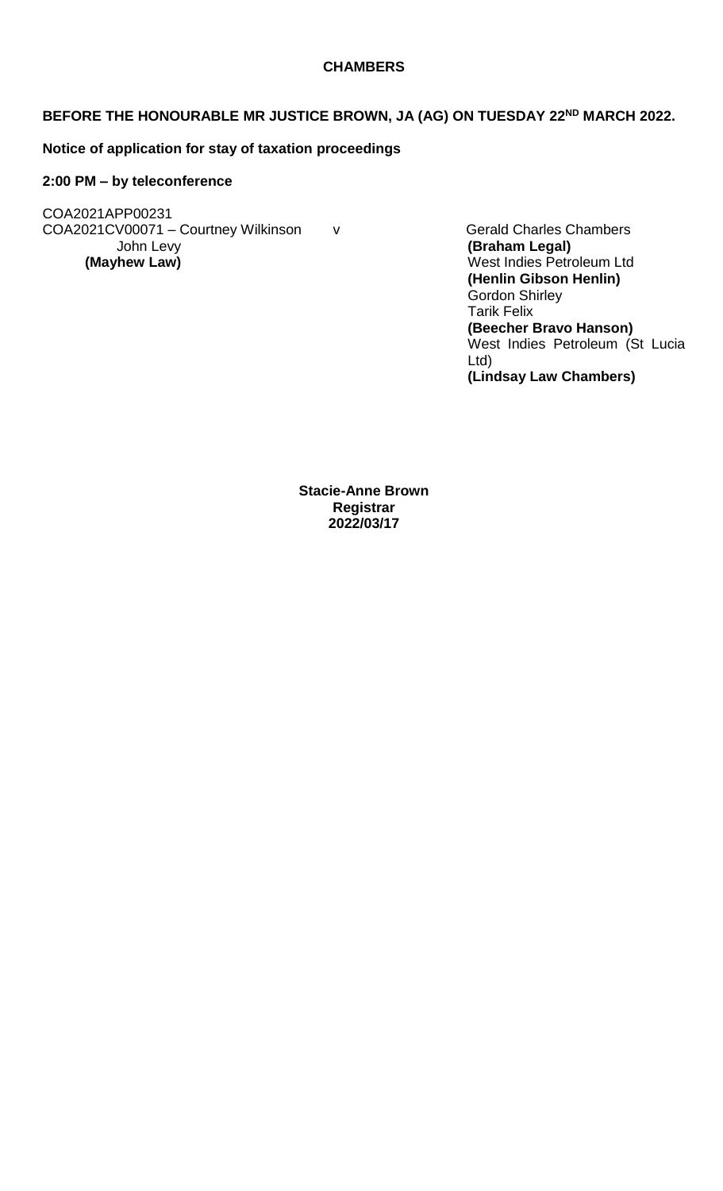**CHAMBERS**

**BEFORE THE HONOURABLE MR JUSTICE BROWN, JA (AG) ON TUESDAY 22ND MARCH 2022.**

**Notice of application for stay of taxation proceedings**

**2:00 PM – by teleconference**

COA2021APP00231

| | | |
|---|---|---|
| COA2021CV00071 – Courtney Wilkinson<br>John Levy<br>**(Mayhew Law)** | v | Gerald Charles Chambers<br>**(Braham Legal)**<br>West Indies Petroleum Ltd<br>**(Henlin Gibson Henlin)**<br>Gordon Shirley<br>Tarik Felix<br>**(Beecher Bravo Hanson)**<br>West Indies Petroleum (St Lucia Ltd)<br>**(Lindsay Law Chambers)** |

**Stacie-Anne Brown**
**Registrar**
**2022/03/17**